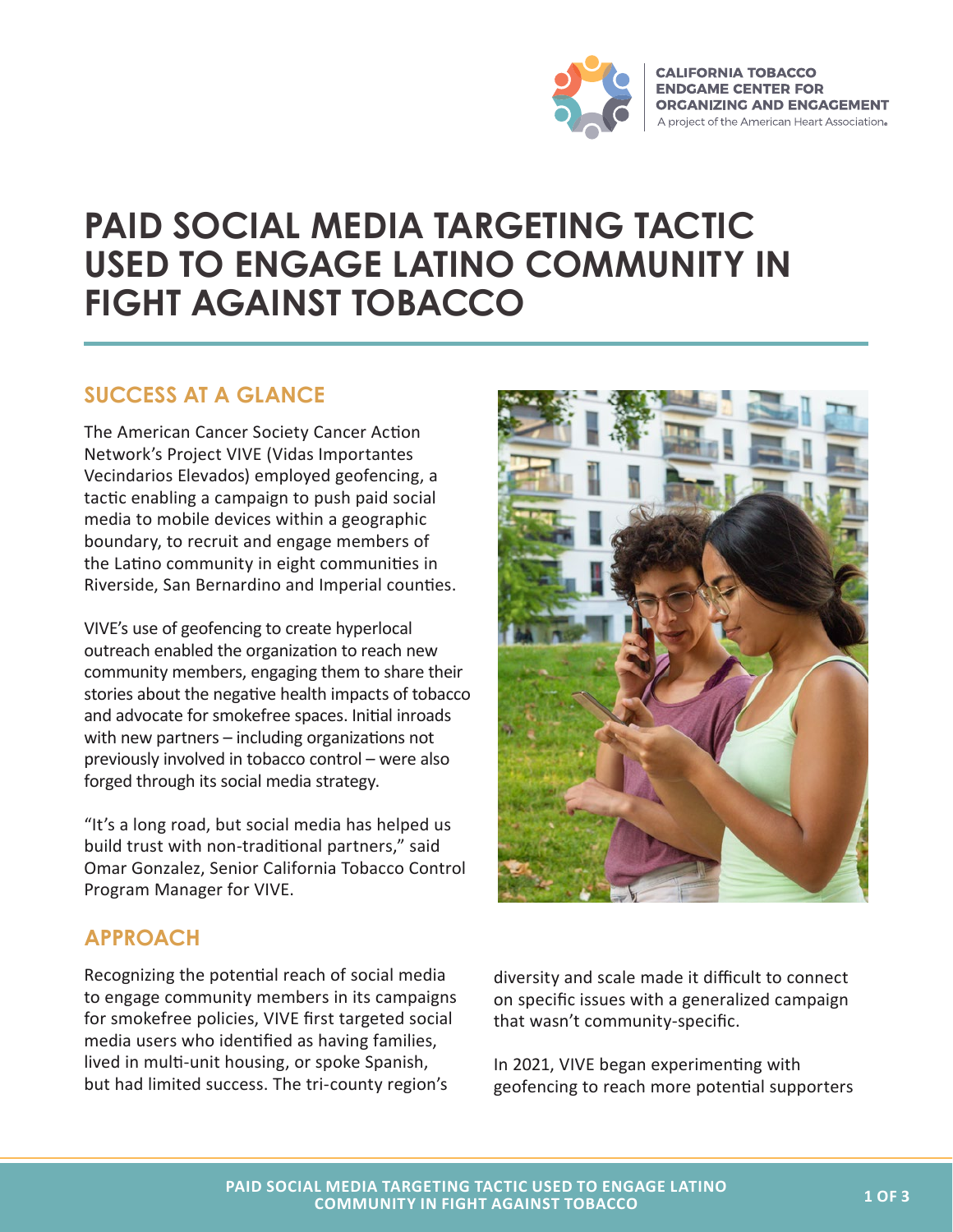CALIFORNIA TOBACCO ENDGAME CENTER FOR ORGANIZING AND ENGAGEMENT
A project of the American Heart Association.

# PAID SOCIAL MEDIA TARGETING TACTIC USED TO ENGAGE LATINO COMMUNITY IN FIGHT AGAINST TOBACCO

## SUCCESS AT A GLANCE

The American Cancer Society Cancer Action Network's Project VIVE (Vidas Importantes Vecindarios Elevados) employed geofencing, a tactic enabling a campaign to push paid social media to mobile devices within a geographic boundary, to recruit and engage members of the Latino community in eight communities in Riverside, San Bernardino and Imperial counties.

VIVE's use of geofencing to create hyperlocal outreach enabled the organization to reach new community members, engaging them to share their stories about the negative health impacts of tobacco and advocate for smokefree spaces. Initial inroads with new partners – including organizations not previously involved in tobacco control – were also forged through its social media strategy.

"It's a long road, but social media has helped us build trust with non-traditional partners," said Omar Gonzalez, Senior California Tobacco Control Program Manager for VIVE.

## APPROACH

Recognizing the potential reach of social media to engage community members in its campaigns for smokefree policies, VIVE first targeted social media users who identified as having families, lived in multi-unit housing, or spoke Spanish, but had limited success. The tri-county region's diversity and scale made it difficult to connect on specific issues with a generalized campaign that wasn't community-specific.

In 2021, VIVE began experimenting with geofencing to reach more potential supporters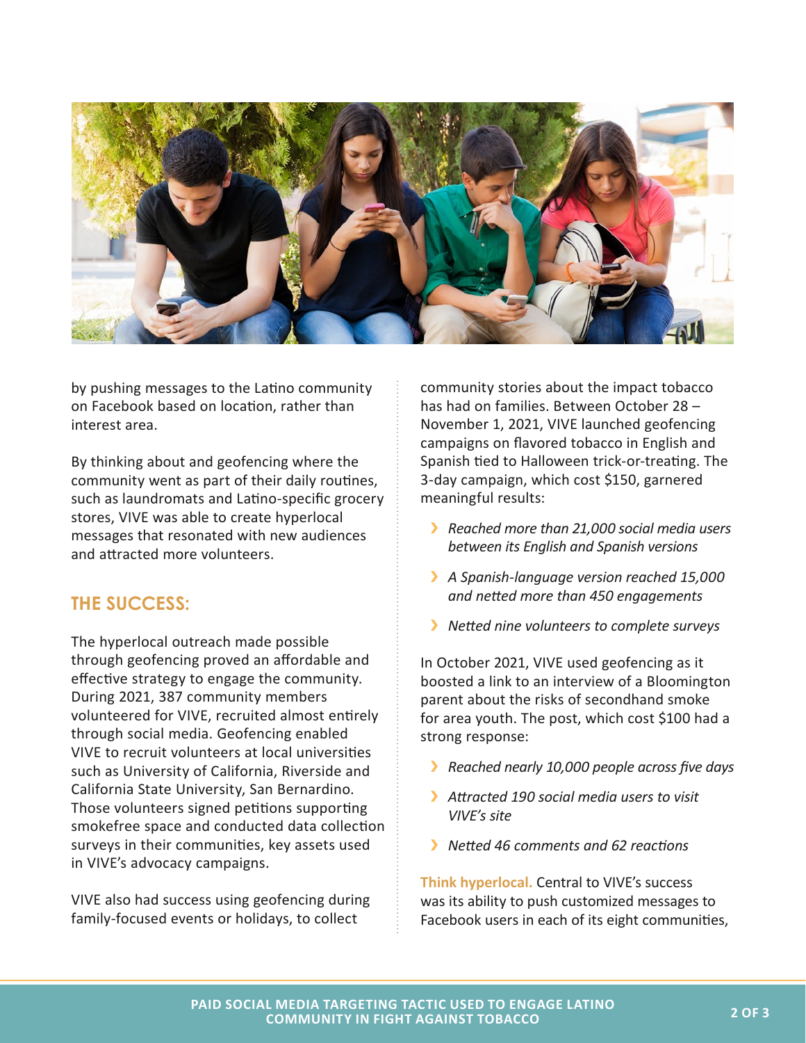by pushing messages to the Latino community on Facebook based on location, rather than interest area.

By thinking about and geofencing where the community went as part of their daily routines, such as laundromats and Latino-specific grocery stores, VIVE was able to create hyperlocal messages that resonated with new audiences and attracted more volunteers.

## THE SUCCESS:

The hyperlocal outreach made possible through geofencing proved an affordable and effective strategy to engage the community. During 2021, 387 community members volunteered for VIVE, recruited almost entirely through social media. Geofencing enabled VIVE to recruit volunteers at local universities such as University of California, Riverside and California State University, San Bernardino. Those volunteers signed petitions supporting smokefree space and conducted data collection surveys in their communities, key assets used in VIVE's advocacy campaigns.

VIVE also had success using geofencing during family-focused events or holidays, to collect community stories about the impact tobacco has had on families. Between October 28 – November 1, 2021, VIVE launched geofencing campaigns on flavored tobacco in English and Spanish tied to Halloween trick-or-treating. The 3-day campaign, which cost $150, garnered meaningful results:

- *Reached more than 21,000 social media users between its English and Spanish versions*
- *A Spanish-language version reached 15,000 and netted more than 450 engagements*
- *Netted nine volunteers to complete surveys*

In October 2021, VIVE used geofencing as it boosted a link to an interview of a Bloomington parent about the risks of secondhand smoke for area youth. The post, which cost $100 had a strong response:

- *Reached nearly 10,000 people across five days*
- *Attracted 190 social media users to visit VIVE's site*
- *Netted 46 comments and 62 reactions*

**Think hyperlocal.** Central to VIVE's success was its ability to push customized messages to Facebook users in each of its eight communities,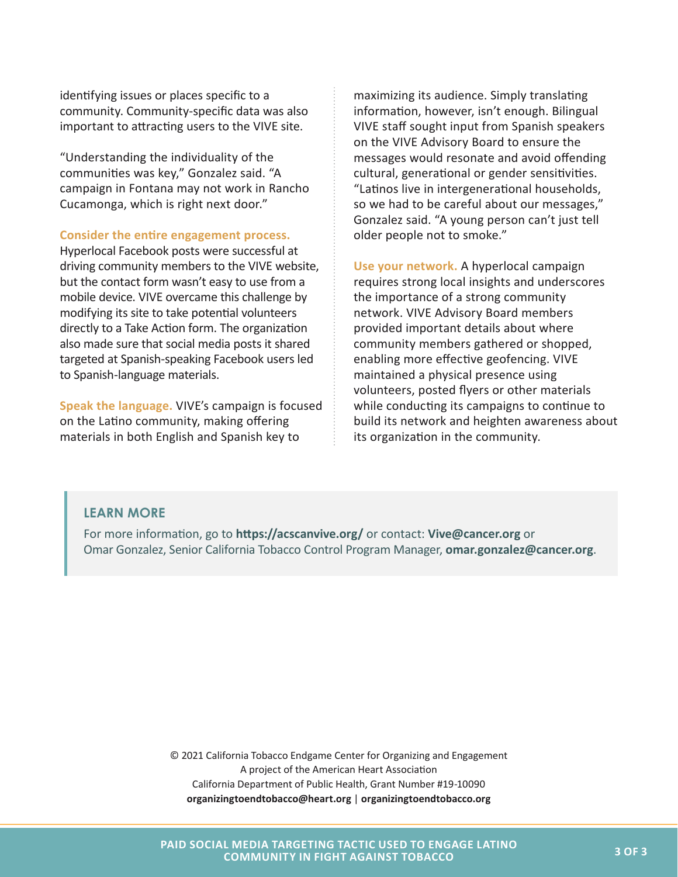identifying issues or places specific to a community. Community-specific data was also important to attracting users to the VIVE site.

"Understanding the individuality of the communities was key," Gonzalez said. "A campaign in Fontana may not work in Rancho Cucamonga, which is right next door."

**Consider the entire engagement process.** Hyperlocal Facebook posts were successful at driving community members to the VIVE website, but the contact form wasn't easy to use from a mobile device. VIVE overcame this challenge by modifying its site to take potential volunteers directly to a Take Action form. The organization also made sure that social media posts it shared targeted at Spanish-speaking Facebook users led to Spanish-language materials.

**Speak the language.** VIVE's campaign is focused on the Latino community, making offering materials in both English and Spanish key to maximizing its audience. Simply translating information, however, isn't enough. Bilingual VIVE staff sought input from Spanish speakers on the VIVE Advisory Board to ensure the messages would resonate and avoid offending cultural, generational or gender sensitivities. "Latinos live in intergenerational households, so we had to be careful about our messages," Gonzalez said. "A young person can't just tell older people not to smoke."

**Use your network.** A hyperlocal campaign requires strong local insights and underscores the importance of a strong community network. VIVE Advisory Board members provided important details about where community members gathered or shopped, enabling more effective geofencing. VIVE maintained a physical presence using volunteers, posted flyers or other materials while conducting its campaigns to continue to build its network and heighten awareness about its organization in the community.

## LEARN MORE

For more information, go to **https://acscanvive.org/** or contact: **Vive@cancer.org** or Omar Gonzalez, Senior California Tobacco Control Program Manager, **omar.gonzalez@cancer.org**.

© 2021 California Tobacco Endgame Center for Organizing and Engagement
A project of the American Heart Association
California Department of Public Health, Grant Number #19-10090
**organizingtoendtobacco@heart.org** | **organizingtoendtobacco.org**